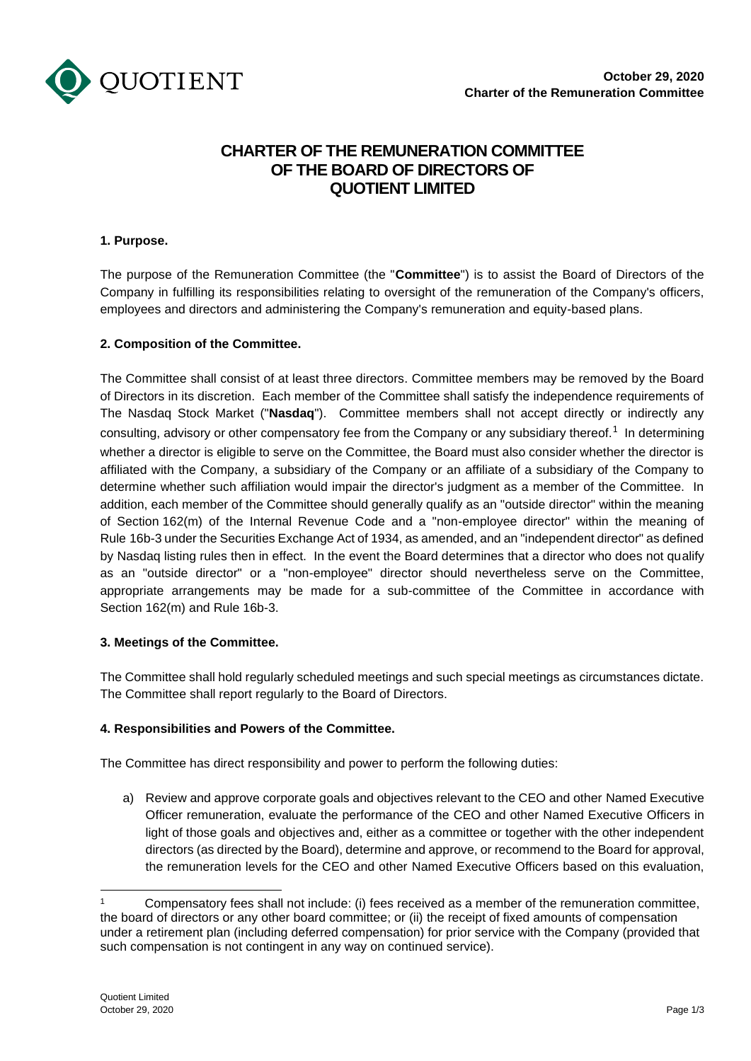# CHARTER OF THE REMUNERATION COMMITTEE OF THE BOARD OF DIRECTORS OF QUOTIENT LIMITED

**1. Purpose.**

The purpose of the Remuneration Committee (the "**Committee**") is to assist the Board of Directors of the Company in fulfilling its responsibilities relating to oversight of the remuneration of the Company's officers, employees and directors and administering the Company's remuneration and equity-based plans.

**2. Composition of the Committee.**

The Committee shall consist of at least three directors. Committee members may be removed by the Board of Directors in its discretion. Each member of the Committee shall satisfy the independence requirements of The Nasdaq Stock Market ("**Nasdaq**"). Committee members shall not accept directly or indirectly any consulting, advisory or other compensatory fee from the Company or any subsidiary thereof.[1] In determining whether a director is eligible to serve on the Committee, the Board must also consider whether the director is affiliated with the Company, a subsidiary of the Company or an affiliate of a subsidiary of the Company to determine whether such affiliation would impair the director's judgment as a member of the Committee. In addition, each member of the Committee should generally qualify as an "outside director" within the meaning of Section 162(m) of the Internal Revenue Code and a "non-employee director" within the meaning of Rule 16b-3 under the Securities Exchange Act of 1934, as amended, and an "independent director" as defined by Nasdaq listing rules then in effect. In the event the Board determines that a director who does not qualify as an "outside director" or a "non-employee" director should nevertheless serve on the Committee, appropriate arrangements may be made for a sub-committee of the Committee in accordance with Section 162(m) and Rule 16b-3.

**3. Meetings of the Committee.**

The Committee shall hold regularly scheduled meetings and such special meetings as circumstances dictate. The Committee shall report regularly to the Board of Directors.

**4. Responsibilities and Powers of the Committee.**

The Committee has direct responsibility and power to perform the following duties:

a) Review and approve corporate goals and objectives relevant to the CEO and other Named Executive Officer remuneration, evaluate the performance of the CEO and other Named Executive Officers in light of those goals and objectives and, either as a committee or together with the other independent directors (as directed by the Board), determine and approve, or recommend to the Board for approval, the remuneration levels for the CEO and other Named Executive Officers based on this evaluation,

---

[1] Compensatory fees shall not include: (i) fees received as a member of the remuneration committee, the board of directors or any other board committee; or (ii) the receipt of fixed amounts of compensation under a retirement plan (including deferred compensation) for prior service with the Company (provided that such compensation is not contingent in any way on continued service).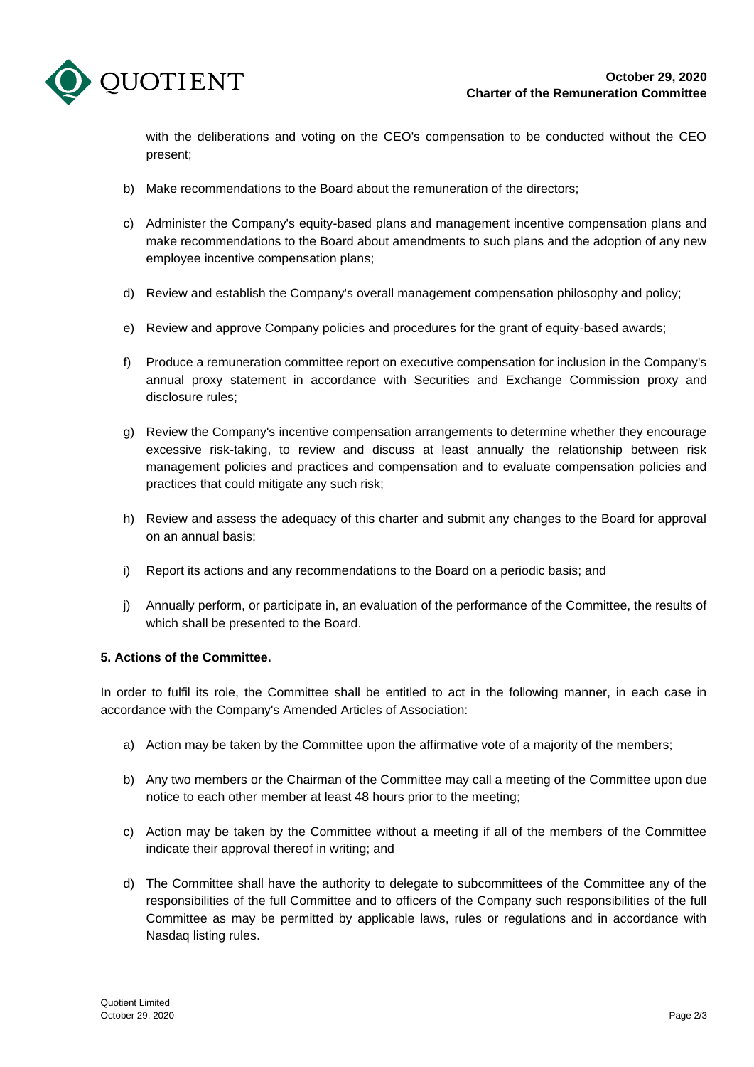with the deliberations and voting on the CEO's compensation to be conducted without the CEO present;

b) Make recommendations to the Board about the remuneration of the directors;

c) Administer the Company's equity-based plans and management incentive compensation plans and make recommendations to the Board about amendments to such plans and the adoption of any new employee incentive compensation plans;

d) Review and establish the Company's overall management compensation philosophy and policy;

e) Review and approve Company policies and procedures for the grant of equity-based awards;

f) Produce a remuneration committee report on executive compensation for inclusion in the Company's annual proxy statement in accordance with Securities and Exchange Commission proxy and disclosure rules;

g) Review the Company's incentive compensation arrangements to determine whether they encourage excessive risk-taking, to review and discuss at least annually the relationship between risk management policies and practices and compensation and to evaluate compensation policies and practices that could mitigate any such risk;

h) Review and assess the adequacy of this charter and submit any changes to the Board for approval on an annual basis;

i) Report its actions and any recommendations to the Board on a periodic basis; and

j) Annually perform, or participate in, an evaluation of the performance of the Committee, the results of which shall be presented to the Board.

**5. Actions of the Committee.**

In order to fulfil its role, the Committee shall be entitled to act in the following manner, in each case in accordance with the Company's Amended Articles of Association:

a) Action may be taken by the Committee upon the affirmative vote of a majority of the members;

b) Any two members or the Chairman of the Committee may call a meeting of the Committee upon due notice to each other member at least 48 hours prior to the meeting;

c) Action may be taken by the Committee without a meeting if all of the members of the Committee indicate their approval thereof in writing; and

d) The Committee shall have the authority to delegate to subcommittees of the Committee any of the responsibilities of the full Committee and to officers of the Company such responsibilities of the full Committee as may be permitted by applicable laws, rules or regulations and in accordance with Nasdaq listing rules.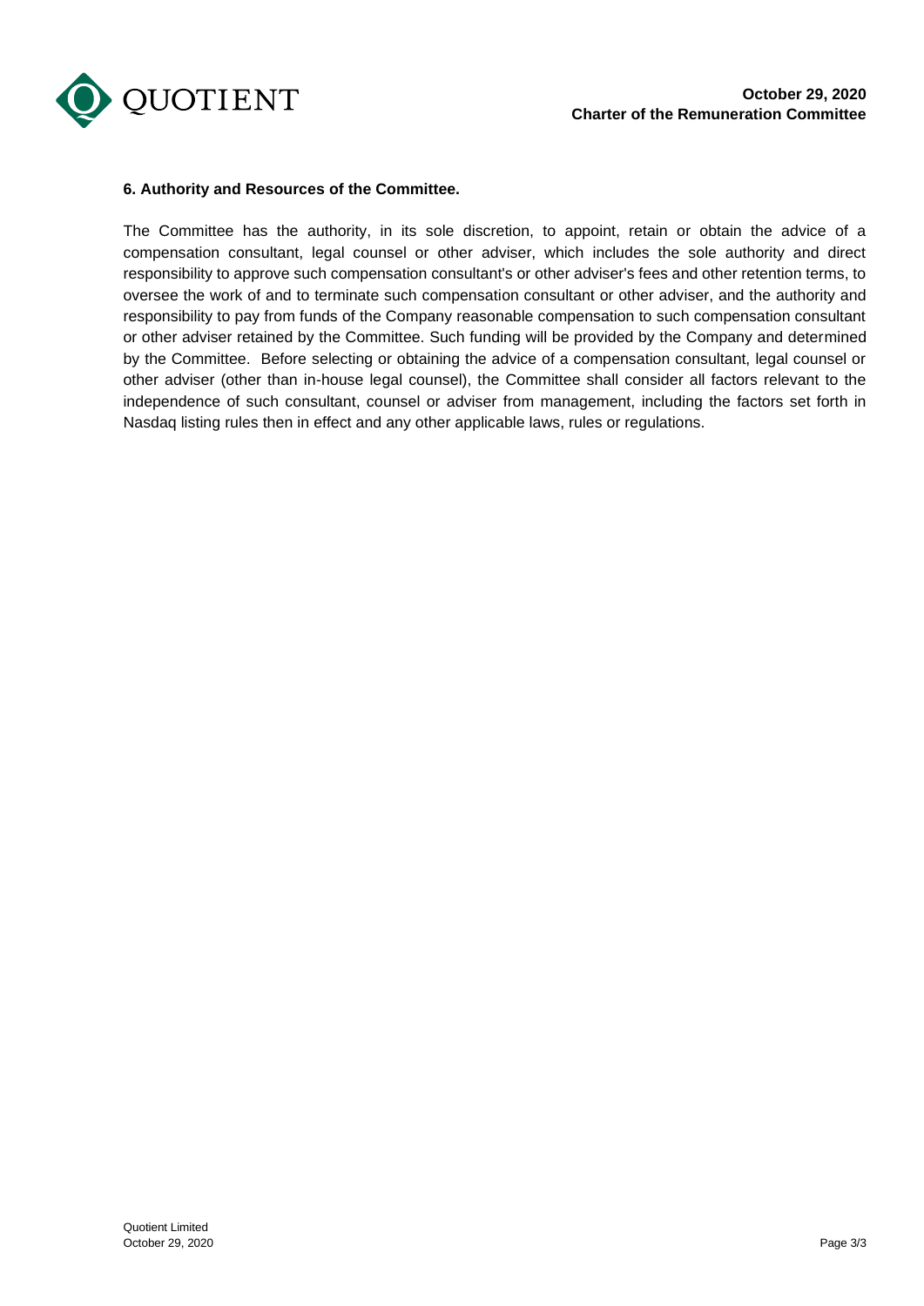## 6. Authority and Resources of the Committee.

The Committee has the authority, in its sole discretion, to appoint, retain or obtain the advice of a compensation consultant, legal counsel or other adviser, which includes the sole authority and direct responsibility to approve such compensation consultant's or other adviser's fees and other retention terms, to oversee the work of and to terminate such compensation consultant or other adviser, and the authority and responsibility to pay from funds of the Company reasonable compensation to such compensation consultant or other adviser retained by the Committee. Such funding will be provided by the Company and determined by the Committee. Before selecting or obtaining the advice of a compensation consultant, legal counsel or other adviser (other than in-house legal counsel), the Committee shall consider all factors relevant to the independence of such consultant, counsel or adviser from management, including the factors set forth in Nasdaq listing rules then in effect and any other applicable laws, rules or regulations.